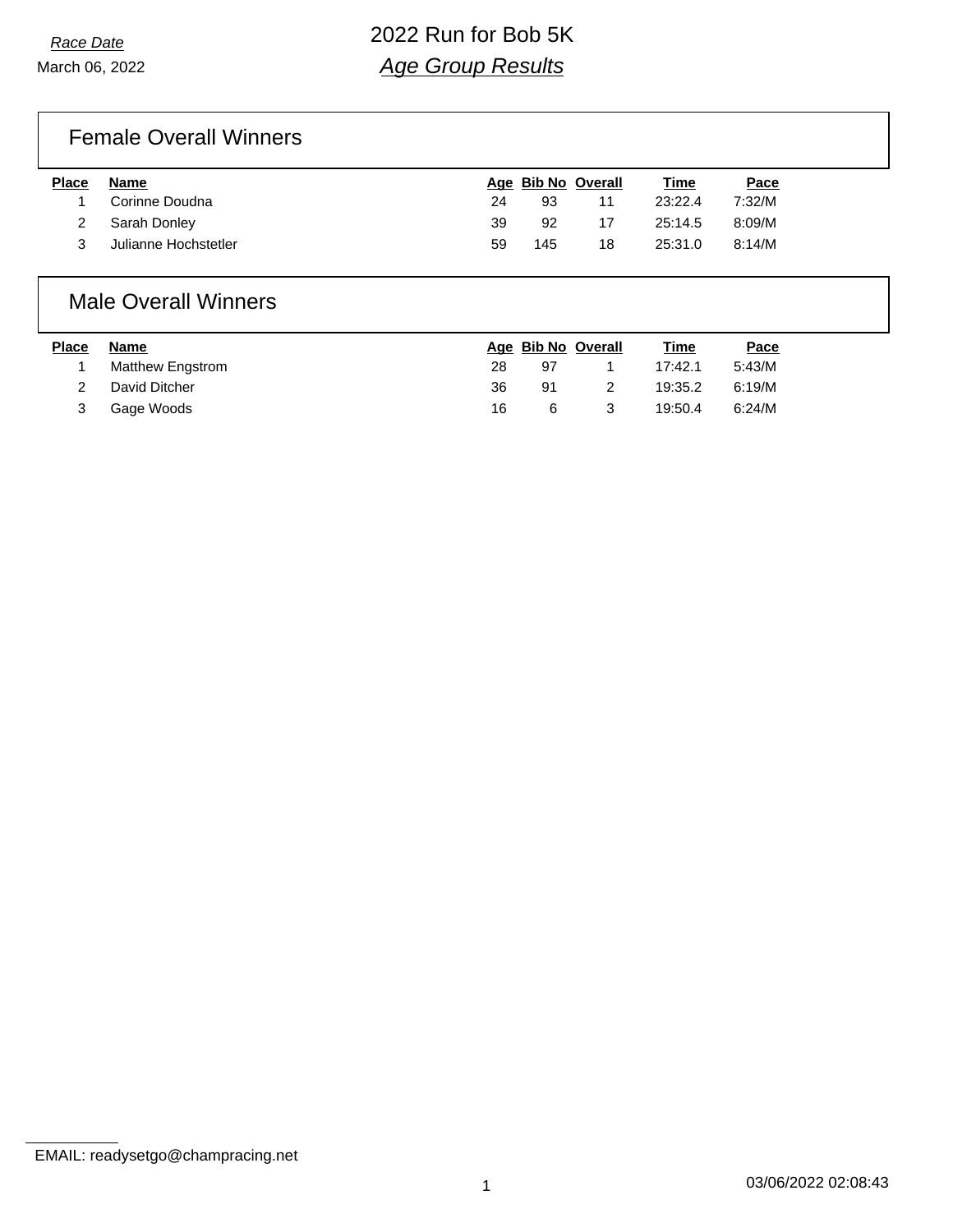*Race Date*

March 06, 2022

# 2022 Run for Bob 5K

## *Age Group Results*

### Female Overall Winners

| Place | Name | Age | Bib No | Overall | Time | Pace |
|---|---|---|---|---|---|---|
| 1 | Corinne Doudna | 24 | 93 | 11 | 23:22.4 | 7:32/M |
| 2 | Sarah Donley | 39 | 92 | 17 | 25:14.5 | 8:09/M |
| 3 | Julianne Hochstetler | 59 | 145 | 18 | 25:31.0 | 8:14/M |

### Male Overall Winners

| Place | Name | Age | Bib No | Overall | Time | Pace |
|---|---|---|---|---|---|---|
| 1 | Matthew Engstrom | 28 | 97 | 1 | 17:42.1 | 5:43/M |
| 2 | David Ditcher | 36 | 91 | 2 | 19:35.2 | 6:19/M |
| 3 | Gage Woods | 16 | 6 | 3 | 19:50.4 | 6:24/M |

EMAIL: readysetgo@champracing.net

03/06/2022 02:08:43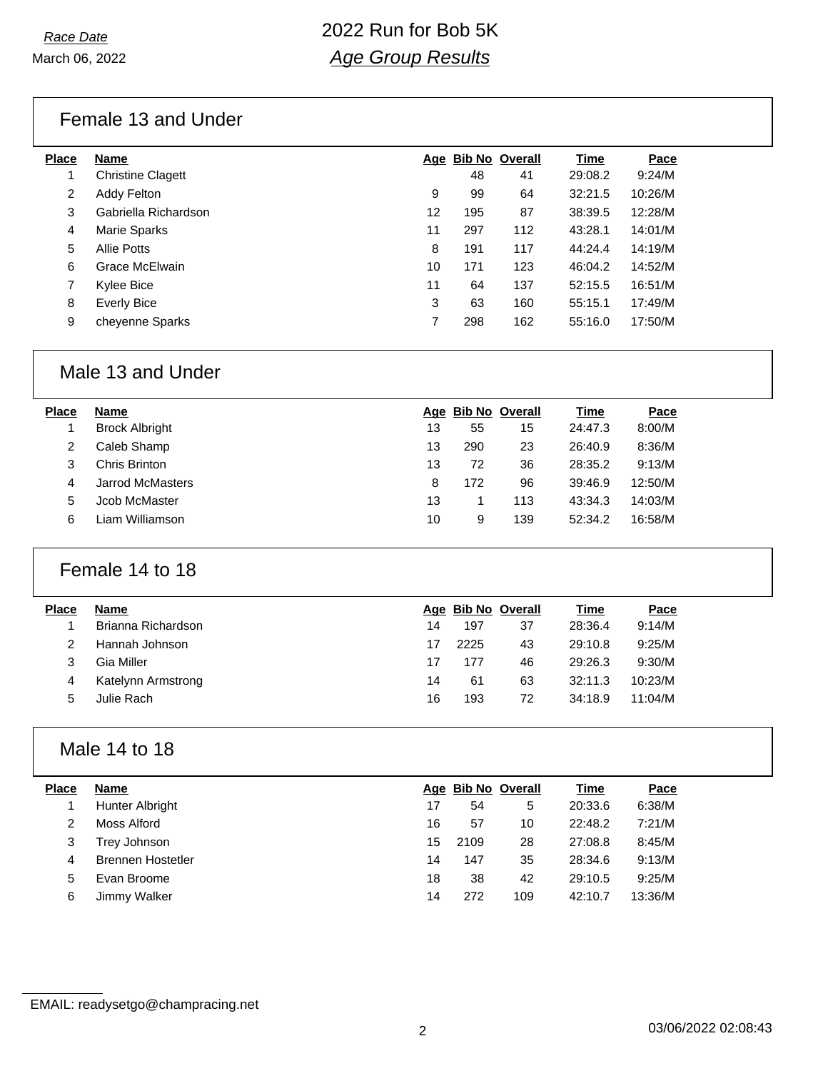*Race Date*

March 06, 2022

# 2022 Run for Bob 5K

## *Age Group Results*

### Female 13 and Under

| Place | Name | Age | Bib No | Overall | Time | Pace |
|---|---|---|---|---|---|---|
| 1 | Christine Clagett | | 48 | 41 | 29:08.2 | 9:24/M |
| 2 | Addy Felton | 9 | 99 | 64 | 32:21.5 | 10:26/M |
| 3 | Gabriella Richardson | 12 | 195 | 87 | 38:39.5 | 12:28/M |
| 4 | Marie Sparks | 11 | 297 | 112 | 43:28.1 | 14:01/M |
| 5 | Allie Potts | 8 | 191 | 117 | 44:24.4 | 14:19/M |
| 6 | Grace McElwain | 10 | 171 | 123 | 46:04.2 | 14:52/M |
| 7 | Kylee Bice | 11 | 64 | 137 | 52:15.5 | 16:51/M |
| 8 | Everly Bice | 3 | 63 | 160 | 55:15.1 | 17:49/M |
| 9 | cheyenne Sparks | 7 | 298 | 162 | 55:16.0 | 17:50/M |

### Male 13 and Under

| Place | Name | Age | Bib No | Overall | Time | Pace |
|---|---|---|---|---|---|---|
| 1 | Brock Albright | 13 | 55 | 15 | 24:47.3 | 8:00/M |
| 2 | Caleb Shamp | 13 | 290 | 23 | 26:40.9 | 8:36/M |
| 3 | Chris Brinton | 13 | 72 | 36 | 28:35.2 | 9:13/M |
| 4 | Jarrod McMasters | 8 | 172 | 96 | 39:46.9 | 12:50/M |
| 5 | Jcob McMaster | 13 | 1 | 113 | 43:34.3 | 14:03/M |
| 6 | Liam Williamson | 10 | 9 | 139 | 52:34.2 | 16:58/M |

### Female 14 to 18

| Place | Name | Age | Bib No | Overall | Time | Pace |
|---|---|---|---|---|---|---|
| 1 | Brianna Richardson | 14 | 197 | 37 | 28:36.4 | 9:14/M |
| 2 | Hannah Johnson | 17 | 2225 | 43 | 29:10.8 | 9:25/M |
| 3 | Gia Miller | 17 | 177 | 46 | 29:26.3 | 9:30/M |
| 4 | Katelynn Armstrong | 14 | 61 | 63 | 32:11.3 | 10:23/M |
| 5 | Julie Rach | 16 | 193 | 72 | 34:18.9 | 11:04/M |

### Male 14 to 18

| Place | Name | Age | Bib No | Overall | Time | Pace |
|---|---|---|---|---|---|---|
| 1 | Hunter Albright | 17 | 54 | 5 | 20:33.6 | 6:38/M |
| 2 | Moss Alford | 16 | 57 | 10 | 22:48.2 | 7:21/M |
| 3 | Trey Johnson | 15 | 2109 | 28 | 27:08.8 | 8:45/M |
| 4 | Brennen Hostetler | 14 | 147 | 35 | 28:34.6 | 9:13/M |
| 5 | Evan Broome | 18 | 38 | 42 | 29:10.5 | 9:25/M |
| 6 | Jimmy Walker | 14 | 272 | 109 | 42:10.7 | 13:36/M |

EMAIL: readysetgo@champracing.net

03/06/2022 02:08:43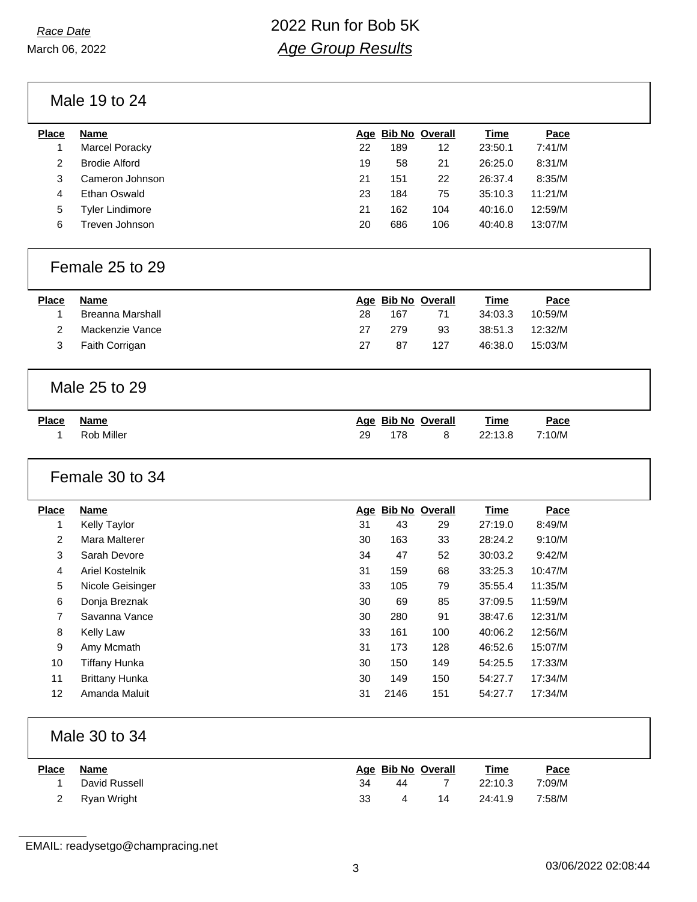*Race Date*

March 06, 2022

# 2022 Run for Bob 5K

## *Age Group Results*

### Male 19 to 24

| Place | Name | Age | Bib No | Overall | Time | Pace |
|---|---|---|---|---|---|---|
| 1 | Marcel Poracky | 22 | 189 | 12 | 23:50.1 | 7:41/M |
| 2 | Brodie Alford | 19 | 58 | 21 | 26:25.0 | 8:31/M |
| 3 | Cameron Johnson | 21 | 151 | 22 | 26:37.4 | 8:35/M |
| 4 | Ethan Oswald | 23 | 184 | 75 | 35:10.3 | 11:21/M |
| 5 | Tyler Lindimore | 21 | 162 | 104 | 40:16.0 | 12:59/M |
| 6 | Treven Johnson | 20 | 686 | 106 | 40:40.8 | 13:07/M |

### Female 25 to 29

| Place | Name | Age | Bib No | Overall | Time | Pace |
|---|---|---|---|---|---|---|
| 1 | Breanna Marshall | 28 | 167 | 71 | 34:03.3 | 10:59/M |
| 2 | Mackenzie Vance | 27 | 279 | 93 | 38:51.3 | 12:32/M |
| 3 | Faith Corrigan | 27 | 87 | 127 | 46:38.0 | 15:03/M |

### Male 25 to 29

| Place | Name | Age | Bib No | Overall | Time | Pace |
|---|---|---|---|---|---|---|
| 1 | Rob Miller | 29 | 178 | 8 | 22:13.8 | 7:10/M |

### Female 30 to 34

| Place | Name | Age | Bib No | Overall | Time | Pace |
|---|---|---|---|---|---|---|
| 1 | Kelly Taylor | 31 | 43 | 29 | 27:19.0 | 8:49/M |
| 2 | Mara Malterer | 30 | 163 | 33 | 28:24.2 | 9:10/M |
| 3 | Sarah Devore | 34 | 47 | 52 | 30:03.2 | 9:42/M |
| 4 | Ariel Kostelnik | 31 | 159 | 68 | 33:25.3 | 10:47/M |
| 5 | Nicole Geisinger | 33 | 105 | 79 | 35:55.4 | 11:35/M |
| 6 | Donja Breznak | 30 | 69 | 85 | 37:09.5 | 11:59/M |
| 7 | Savanna Vance | 30 | 280 | 91 | 38:47.6 | 12:31/M |
| 8 | Kelly Law | 33 | 161 | 100 | 40:06.2 | 12:56/M |
| 9 | Amy Mcmath | 31 | 173 | 128 | 46:52.6 | 15:07/M |
| 10 | Tiffany Hunka | 30 | 150 | 149 | 54:25.5 | 17:33/M |
| 11 | Brittany Hunka | 30 | 149 | 150 | 54:27.7 | 17:34/M |
| 12 | Amanda Maluit | 31 | 2146 | 151 | 54:27.7 | 17:34/M |

### Male 30 to 34

| Place | Name | Age | Bib No | Overall | Time | Pace |
|---|---|---|---|---|---|---|
| 1 | David Russell | 34 | 44 | 7 | 22:10.3 | 7:09/M |
| 2 | Ryan Wright | 33 | 4 | 14 | 24:41.9 | 7:58/M |

EMAIL: readysetgo@champracing.net

03/06/2022 02:08:44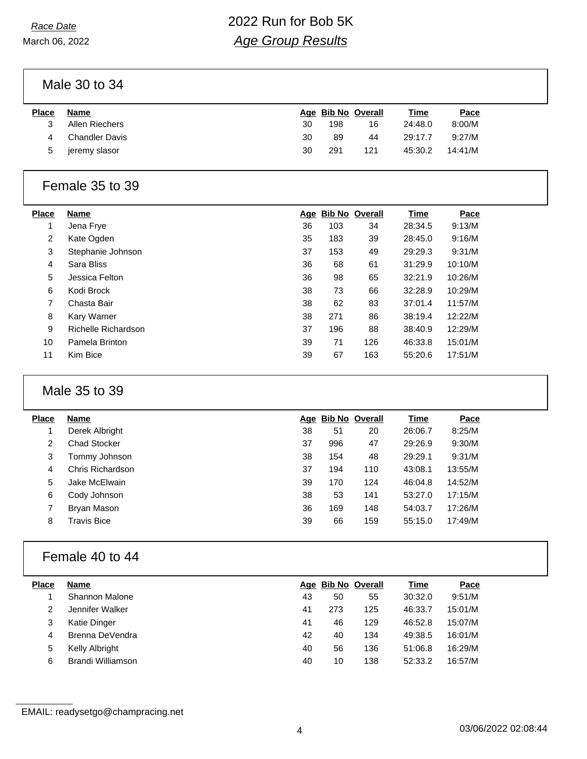Race Date

March 06, 2022

# 2022 Run for Bob 5K

## Age Group Results

### Male 30 to 34

| Place | Name | Age | Bib No | Overall | Time | Pace |
|---|---|---|---|---|---|---|
| 3 | Allen Riechers | 30 | 198 | 16 | 24:48.0 | 8:00/M |
| 4 | Chandler Davis | 30 | 89 | 44 | 29:17.7 | 9:27/M |
| 5 | jeremy slasor | 30 | 291 | 121 | 45:30.2 | 14:41/M |

### Female 35 to 39

| Place | Name | Age | Bib No | Overall | Time | Pace |
|---|---|---|---|---|---|---|
| 1 | Jena Frye | 36 | 103 | 34 | 28:34.5 | 9:13/M |
| 2 | Kate Ogden | 35 | 183 | 39 | 28:45.0 | 9:16/M |
| 3 | Stephanie Johnson | 37 | 153 | 49 | 29:29.3 | 9:31/M |
| 4 | Sara Bliss | 36 | 68 | 61 | 31:29.9 | 10:10/M |
| 5 | Jessica Felton | 36 | 98 | 65 | 32:21.9 | 10:26/M |
| 6 | Kodi Brock | 38 | 73 | 66 | 32:28.9 | 10:29/M |
| 7 | Chasta Bair | 38 | 62 | 83 | 37:01.4 | 11:57/M |
| 8 | Kary Warner | 38 | 271 | 86 | 38:19.4 | 12:22/M |
| 9 | Richelle Richardson | 37 | 196 | 88 | 38:40.9 | 12:29/M |
| 10 | Pamela Brinton | 39 | 71 | 126 | 46:33.8 | 15:01/M |
| 11 | Kim Bice | 39 | 67 | 163 | 55:20.6 | 17:51/M |

### Male 35 to 39

| Place | Name | Age | Bib No | Overall | Time | Pace |
|---|---|---|---|---|---|---|
| 1 | Derek Albright | 38 | 51 | 20 | 26:06.7 | 8:25/M |
| 2 | Chad Stocker | 37 | 996 | 47 | 29:26.9 | 9:30/M |
| 3 | Tommy Johnson | 38 | 154 | 48 | 29:29.1 | 9:31/M |
| 4 | Chris Richardson | 37 | 194 | 110 | 43:08.1 | 13:55/M |
| 5 | Jake McElwain | 39 | 170 | 124 | 46:04.8 | 14:52/M |
| 6 | Cody Johnson | 38 | 53 | 141 | 53:27.0 | 17:15/M |
| 7 | Bryan Mason | 36 | 169 | 148 | 54:03.7 | 17:26/M |
| 8 | Travis Bice | 39 | 66 | 159 | 55:15.0 | 17:49/M |

### Female 40 to 44

| Place | Name | Age | Bib No | Overall | Time | Pace |
|---|---|---|---|---|---|---|
| 1 | Shannon Malone | 43 | 50 | 55 | 30:32.0 | 9:51/M |
| 2 | Jennifer Walker | 41 | 273 | 125 | 46:33.7 | 15:01/M |
| 3 | Katie Dinger | 41 | 46 | 129 | 46:52.8 | 15:07/M |
| 4 | Brenna DeVendra | 42 | 40 | 134 | 49:38.5 | 16:01/M |
| 5 | Kelly Albright | 40 | 56 | 136 | 51:06.8 | 16:29/M |
| 6 | Brandi Williamson | 40 | 10 | 138 | 52:33.2 | 16:57/M |

EMAIL: readysetgo@champracing.net

03/06/2022 02:08:44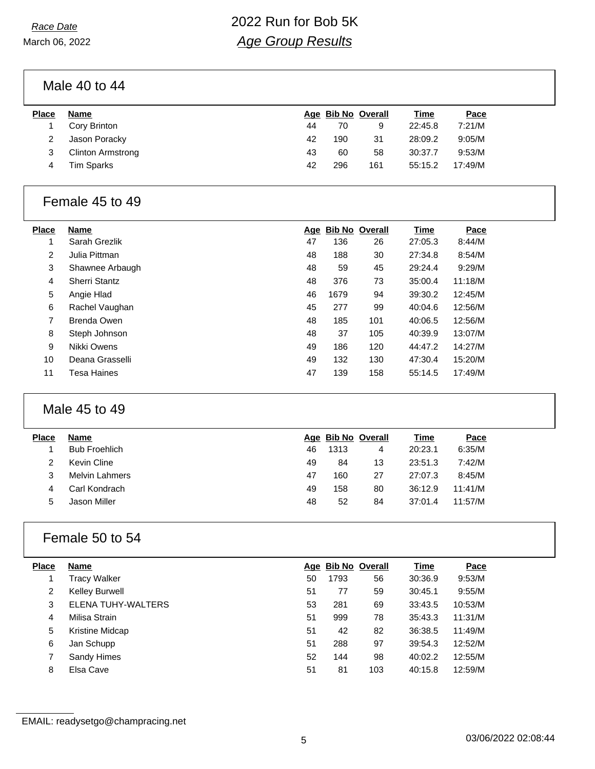*Race Date*
March 06, 2022

# 2022 Run for Bob 5K
## *Age Group Results*

### Male 40 to 44

| Place | Name | Age | Bib No | Overall | Time | Pace |
|---|---|---|---|---|---|---|
| 1 | Cory Brinton | 44 | 70 | 9 | 22:45.8 | 7:21/M |
| 2 | Jason Poracky | 42 | 190 | 31 | 28:09.2 | 9:05/M |
| 3 | Clinton Armstrong | 43 | 60 | 58 | 30:37.7 | 9:53/M |
| 4 | Tim Sparks | 42 | 296 | 161 | 55:15.2 | 17:49/M |

### Female 45 to 49

| Place | Name | Age | Bib No | Overall | Time | Pace |
|---|---|---|---|---|---|---|
| 1 | Sarah Grezlik | 47 | 136 | 26 | 27:05.3 | 8:44/M |
| 2 | Julia Pittman | 48 | 188 | 30 | 27:34.8 | 8:54/M |
| 3 | Shawnee Arbaugh | 48 | 59 | 45 | 29:24.4 | 9:29/M |
| 4 | Sherri Stantz | 48 | 376 | 73 | 35:00.4 | 11:18/M |
| 5 | Angie Hlad | 46 | 1679 | 94 | 39:30.2 | 12:45/M |
| 6 | Rachel Vaughan | 45 | 277 | 99 | 40:04.6 | 12:56/M |
| 7 | Brenda Owen | 48 | 185 | 101 | 40:06.5 | 12:56/M |
| 8 | Steph Johnson | 48 | 37 | 105 | 40:39.9 | 13:07/M |
| 9 | Nikki Owens | 49 | 186 | 120 | 44:47.2 | 14:27/M |
| 10 | Deana Grasselli | 49 | 132 | 130 | 47:30.4 | 15:20/M |
| 11 | Tesa Haines | 47 | 139 | 158 | 55:14.5 | 17:49/M |

### Male 45 to 49

| Place | Name | Age | Bib No | Overall | Time | Pace |
|---|---|---|---|---|---|---|
| 1 | Bub Froehlich | 46 | 1313 | 4 | 20:23.1 | 6:35/M |
| 2 | Kevin Cline | 49 | 84 | 13 | 23:51.3 | 7:42/M |
| 3 | Melvin Lahmers | 47 | 160 | 27 | 27:07.3 | 8:45/M |
| 4 | Carl Kondrach | 49 | 158 | 80 | 36:12.9 | 11:41/M |
| 5 | Jason Miller | 48 | 52 | 84 | 37:01.4 | 11:57/M |

### Female 50 to 54

| Place | Name | Age | Bib No | Overall | Time | Pace |
|---|---|---|---|---|---|---|
| 1 | Tracy Walker | 50 | 1793 | 56 | 30:36.9 | 9:53/M |
| 2 | Kelley Burwell | 51 | 77 | 59 | 30:45.1 | 9:55/M |
| 3 | ELENA TUHY-WALTERS | 53 | 281 | 69 | 33:43.5 | 10:53/M |
| 4 | Milisa Strain | 51 | 999 | 78 | 35:43.3 | 11:31/M |
| 5 | Kristine Midcap | 51 | 42 | 82 | 36:38.5 | 11:49/M |
| 6 | Jan Schupp | 51 | 288 | 97 | 39:54.3 | 12:52/M |
| 7 | Sandy Himes | 52 | 144 | 98 | 40:02.2 | 12:55/M |
| 8 | Elsa Cave | 51 | 81 | 103 | 40:15.8 | 12:59/M |

EMAIL: readysetgo@champracing.net

03/06/2022 02:08:44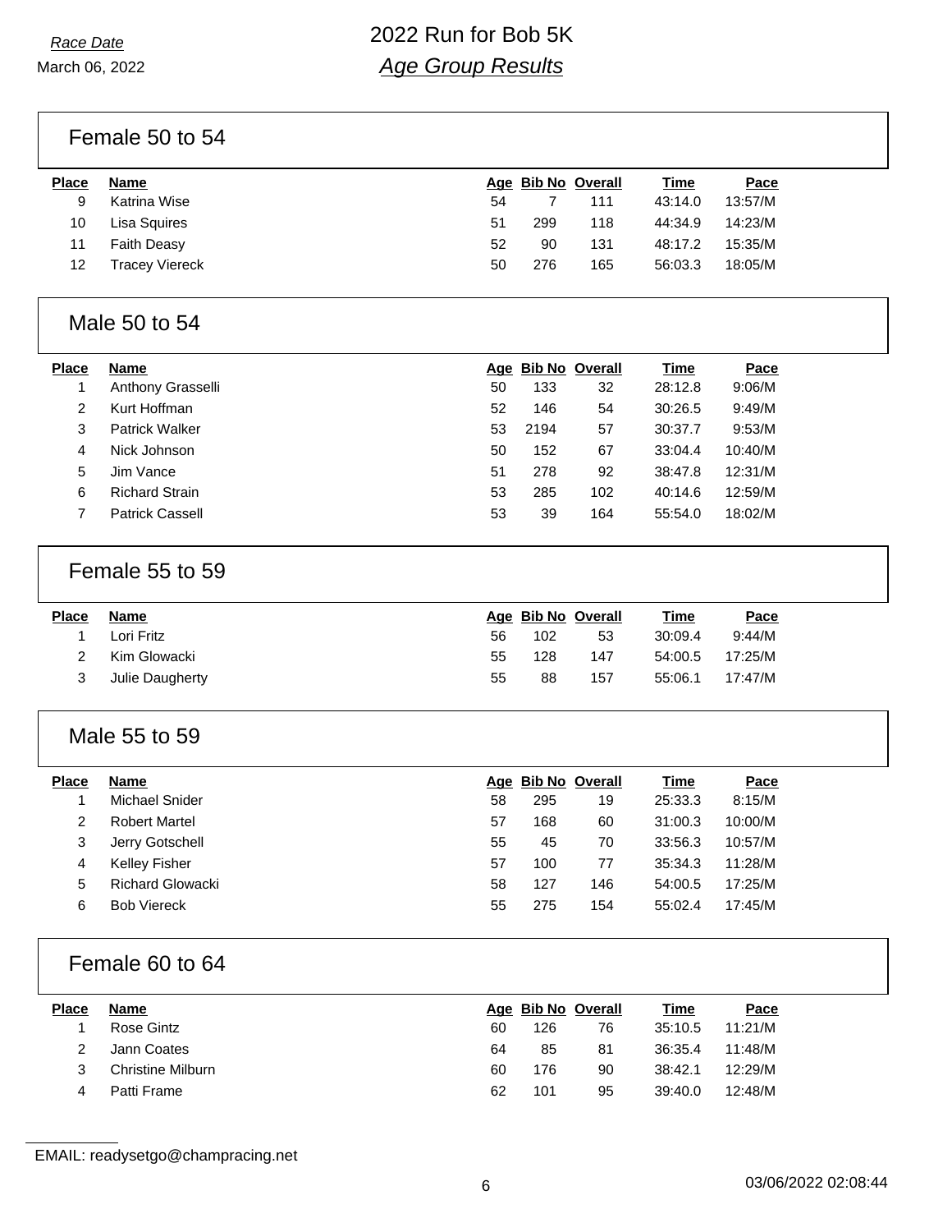*Race Date*

March 06, 2022

# 2022 Run for Bob 5K

## *Age Group Results*

### Female 50 to 54

| Place | Name | Age | Bib No | Overall | Time | Pace |
|---|---|---|---|---|---|---|
| 9 | Katrina Wise | 54 | 7 | 111 | 43:14.0 | 13:57/M |
| 10 | Lisa Squires | 51 | 299 | 118 | 44:34.9 | 14:23/M |
| 11 | Faith Deasy | 52 | 90 | 131 | 48:17.2 | 15:35/M |
| 12 | Tracey Viereck | 50 | 276 | 165 | 56:03.3 | 18:05/M |

### Male 50 to 54

| Place | Name | Age | Bib No | Overall | Time | Pace |
|---|---|---|---|---|---|---|
| 1 | Anthony Grasselli | 50 | 133 | 32 | 28:12.8 | 9:06/M |
| 2 | Kurt Hoffman | 52 | 146 | 54 | 30:26.5 | 9:49/M |
| 3 | Patrick Walker | 53 | 2194 | 57 | 30:37.7 | 9:53/M |
| 4 | Nick Johnson | 50 | 152 | 67 | 33:04.4 | 10:40/M |
| 5 | Jim Vance | 51 | 278 | 92 | 38:47.8 | 12:31/M |
| 6 | Richard Strain | 53 | 285 | 102 | 40:14.6 | 12:59/M |
| 7 | Patrick Cassell | 53 | 39 | 164 | 55:54.0 | 18:02/M |

### Female 55 to 59

| Place | Name | Age | Bib No | Overall | Time | Pace |
|---|---|---|---|---|---|---|
| 1 | Lori Fritz | 56 | 102 | 53 | 30:09.4 | 9:44/M |
| 2 | Kim Glowacki | 55 | 128 | 147 | 54:00.5 | 17:25/M |
| 3 | Julie Daugherty | 55 | 88 | 157 | 55:06.1 | 17:47/M |

### Male 55 to 59

| Place | Name | Age | Bib No | Overall | Time | Pace |
|---|---|---|---|---|---|---|
| 1 | Michael Snider | 58 | 295 | 19 | 25:33.3 | 8:15/M |
| 2 | Robert Martel | 57 | 168 | 60 | 31:00.3 | 10:00/M |
| 3 | Jerry Gotschell | 55 | 45 | 70 | 33:56.3 | 10:57/M |
| 4 | Kelley Fisher | 57 | 100 | 77 | 35:34.3 | 11:28/M |
| 5 | Richard Glowacki | 58 | 127 | 146 | 54:00.5 | 17:25/M |
| 6 | Bob Viereck | 55 | 275 | 154 | 55:02.4 | 17:45/M |

### Female 60 to 64

| Place | Name | Age | Bib No | Overall | Time | Pace |
|---|---|---|---|---|---|---|
| 1 | Rose Gintz | 60 | 126 | 76 | 35:10.5 | 11:21/M |
| 2 | Jann Coates | 64 | 85 | 81 | 36:35.4 | 11:48/M |
| 3 | Christine Milburn | 60 | 176 | 90 | 38:42.1 | 12:29/M |
| 4 | Patti Frame | 62 | 101 | 95 | 39:40.0 | 12:48/M |

EMAIL: readysetgo@champracing.net

03/06/2022 02:08:44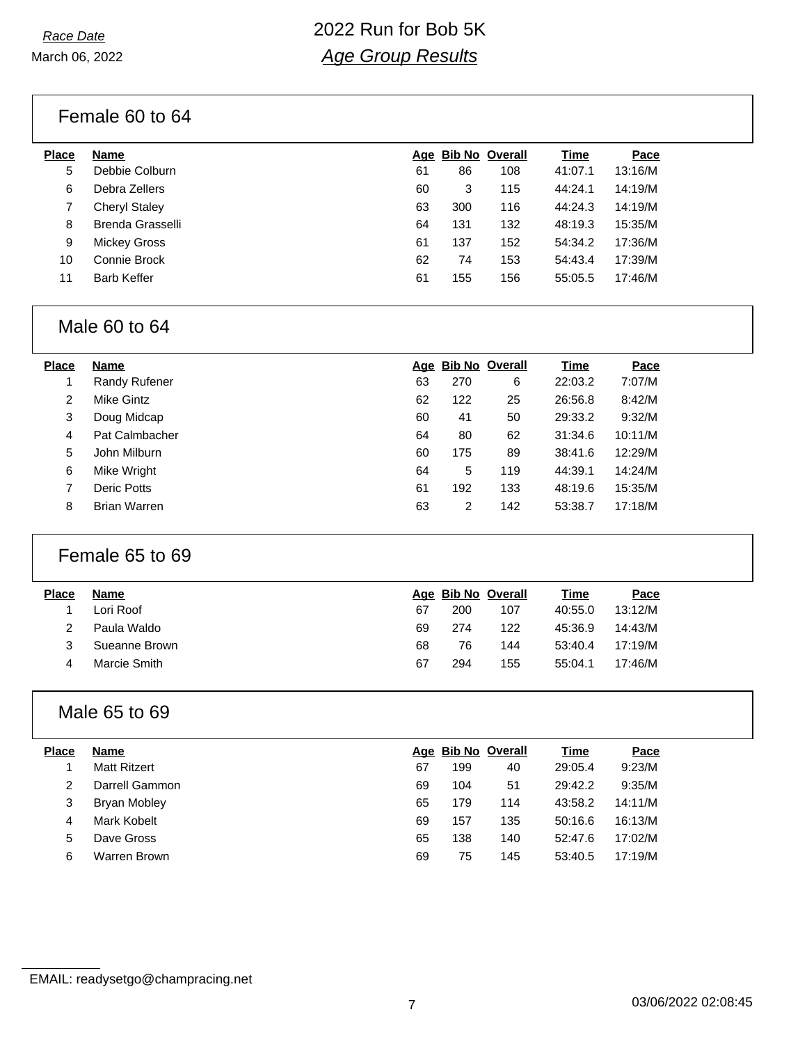*Race Date*

March 06, 2022

# 2022 Run for Bob 5K

## *Age Group Results*

### Female 60 to 64

| Place | Name | Age | Bib No | Overall | Time | Pace |
|---|---|---|---|---|---|---|
| 5 | Debbie Colburn | 61 | 86 | 108 | 41:07.1 | 13:16/M |
| 6 | Debra Zellers | 60 | 3 | 115 | 44:24.1 | 14:19/M |
| 7 | Cheryl Staley | 63 | 300 | 116 | 44:24.3 | 14:19/M |
| 8 | Brenda Grasselli | 64 | 131 | 132 | 48:19.3 | 15:35/M |
| 9 | Mickey Gross | 61 | 137 | 152 | 54:34.2 | 17:36/M |
| 10 | Connie Brock | 62 | 74 | 153 | 54:43.4 | 17:39/M |
| 11 | Barb Keffer | 61 | 155 | 156 | 55:05.5 | 17:46/M |

### Male 60 to 64

| Place | Name | Age | Bib No | Overall | Time | Pace |
|---|---|---|---|---|---|---|
| 1 | Randy Rufener | 63 | 270 | 6 | 22:03.2 | 7:07/M |
| 2 | Mike Gintz | 62 | 122 | 25 | 26:56.8 | 8:42/M |
| 3 | Doug Midcap | 60 | 41 | 50 | 29:33.2 | 9:32/M |
| 4 | Pat Calmbacher | 64 | 80 | 62 | 31:34.6 | 10:11/M |
| 5 | John Milburn | 60 | 175 | 89 | 38:41.6 | 12:29/M |
| 6 | Mike Wright | 64 | 5 | 119 | 44:39.1 | 14:24/M |
| 7 | Deric Potts | 61 | 192 | 133 | 48:19.6 | 15:35/M |
| 8 | Brian Warren | 63 | 2 | 142 | 53:38.7 | 17:18/M |

### Female 65 to 69

| Place | Name | Age | Bib No | Overall | Time | Pace |
|---|---|---|---|---|---|---|
| 1 | Lori Roof | 67 | 200 | 107 | 40:55.0 | 13:12/M |
| 2 | Paula Waldo | 69 | 274 | 122 | 45:36.9 | 14:43/M |
| 3 | Sueanne Brown | 68 | 76 | 144 | 53:40.4 | 17:19/M |
| 4 | Marcie Smith | 67 | 294 | 155 | 55:04.1 | 17:46/M |

### Male 65 to 69

| Place | Name | Age | Bib No | Overall | Time | Pace |
|---|---|---|---|---|---|---|
| 1 | Matt Ritzert | 67 | 199 | 40 | 29:05.4 | 9:23/M |
| 2 | Darrell Gammon | 69 | 104 | 51 | 29:42.2 | 9:35/M |
| 3 | Bryan Mobley | 65 | 179 | 114 | 43:58.2 | 14:11/M |
| 4 | Mark Kobelt | 69 | 157 | 135 | 50:16.6 | 16:13/M |
| 5 | Dave Gross | 65 | 138 | 140 | 52:47.6 | 17:02/M |
| 6 | Warren Brown | 69 | 75 | 145 | 53:40.5 | 17:19/M |

EMAIL: readysetgo@champracing.net

03/06/2022 02:08:45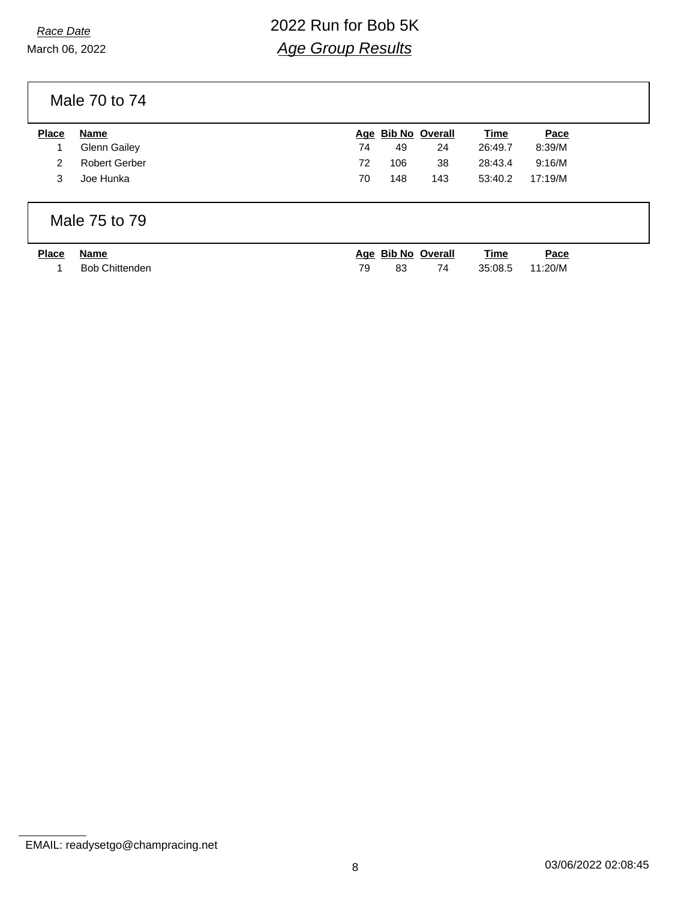Race Date

March 06, 2022

# 2022 Run for Bob 5K

## *Age Group Results*

### Male 70 to 74

| Place | Name | Age | Bib No | Overall | Time | Pace |
|---|---|---|---|---|---|---|
| 1 | Glenn Gailey | 74 | 49 | 24 | 26:49.7 | 8:39/M |
| 2 | Robert Gerber | 72 | 106 | 38 | 28:43.4 | 9:16/M |
| 3 | Joe Hunka | 70 | 148 | 143 | 53:40.2 | 17:19/M |

### Male 75 to 79

| Place | Name | Age | Bib No | Overall | Time | Pace |
|---|---|---|---|---|---|---|
| 1 | Bob Chittenden | 79 | 83 | 74 | 35:08.5 | 11:20/M |

EMAIL: readysetgo@champracing.net

03/06/2022 02:08:45